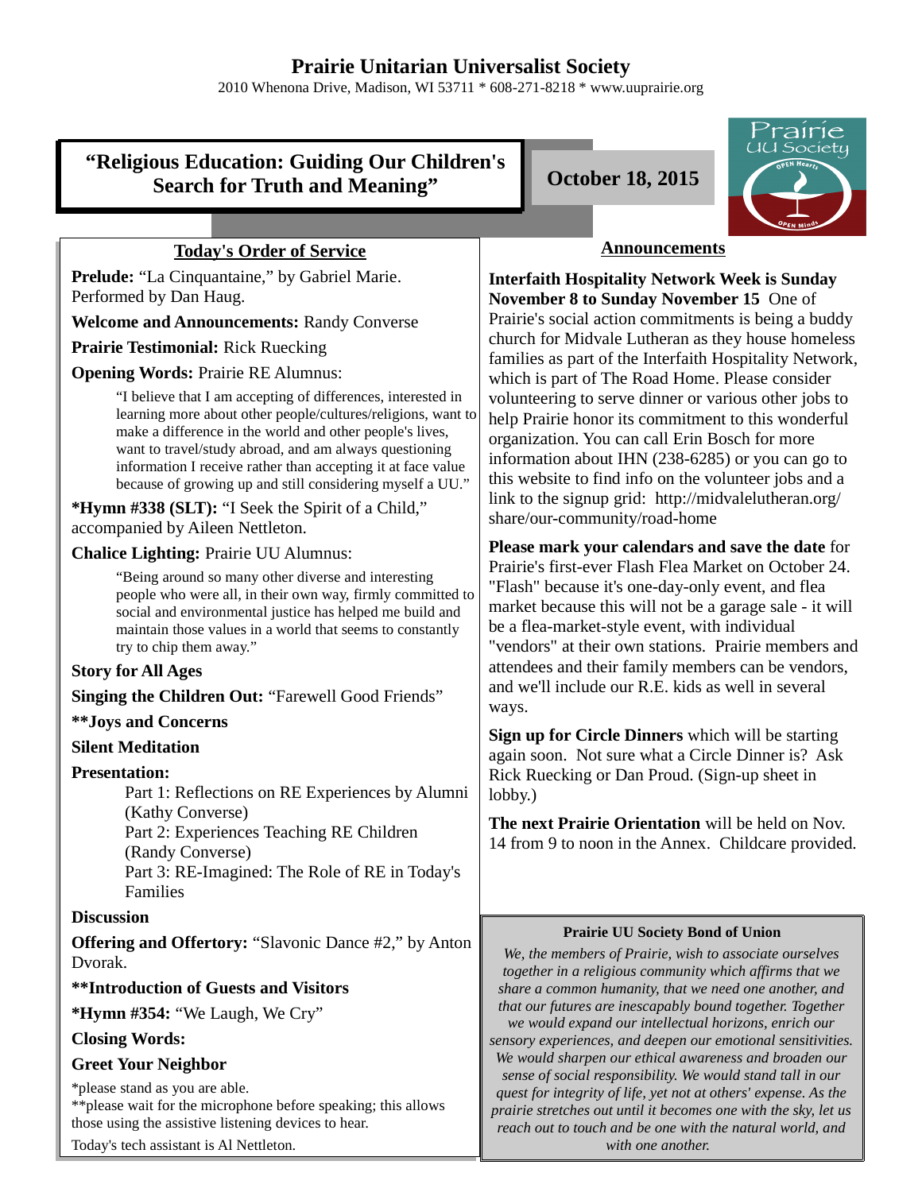# Prairie Unitarian Universalist Society

2010 Whenona Drive, Madison, WI 53711 * 608-271-8218 * www.uuprairie.org

## "Religious Education: Guiding Our Children's Search for Truth and Meaning"

**October 18, 2015**

### Today's Order of Service

**Prelude:** "La Cinquantaine," by Gabriel Marie. Performed by Dan Haug.

**Welcome and Announcements:** Randy Converse

**Prairie Testimonial:** Rick Ruecking

**Opening Words:** Prairie RE Alumnus:

> "I believe that I am accepting of differences, interested in learning more about other people/cultures/religions, want to make a difference in the world and other people's lives, want to travel/study abroad, and am always questioning information I receive rather than accepting it at face value because of growing up and still considering myself a UU."

***Hymn #338 (SLT):** "I Seek the Spirit of a Child," accompanied by Aileen Nettleton.

**Chalice Lighting:** Prairie UU Alumnus:

> "Being around so many other diverse and interesting people who were all, in their own way, firmly committed to social and environmental justice has helped me build and maintain those values in a world that seems to constantly try to chip them away."

**Story for All Ages**

**Singing the Children Out:** "Farewell Good Friends"

****Joys and Concerns**

**Silent Meditation**

**Presentation:**

Part 1: Reflections on RE Experiences by Alumni (Kathy Converse)
Part 2: Experiences Teaching RE Children (Randy Converse)
Part 3: RE-Imagined: The Role of RE in Today's Families

**Discussion**

**Offering and Offertory:** "Slavonic Dance #2," by Anton Dvorak.

****Introduction of Guests and Visitors**

***Hymn #354:** "We Laugh, We Cry"

**Closing Words:**

**Greet Your Neighbor**

*please stand as you are able.
**please wait for the microphone before speaking; this allows those using the assistive listening devices to hear.

Today's tech assistant is Al Nettleton.

### Announcements

**Interfaith Hospitality Network Week is Sunday November 8 to Sunday November 15** One of Prairie's social action commitments is being a buddy church for Midvale Lutheran as they house homeless families as part of the Interfaith Hospitality Network, which is part of The Road Home. Please consider volunteering to serve dinner or various other jobs to help Prairie honor its commitment to this wonderful organization. You can call Erin Bosch for more information about IHN (238-6285) or you can go to this website to find info on the volunteer jobs and a link to the signup grid: http://midvalelutheran.org/share/our-community/road-home

**Please mark your calendars and save the date** for Prairie's first-ever Flash Flea Market on October 24. "Flash" because it's one-day-only event, and flea market because this will not be a garage sale - it will be a flea-market-style event, with individual "vendors" at their own stations. Prairie members and attendees and their family members can be vendors, and we'll include our R.E. kids as well in several ways.

**Sign up for Circle Dinners** which will be starting again soon. Not sure what a Circle Dinner is? Ask Rick Ruecking or Dan Proud. (Sign-up sheet in lobby.)

**The next Prairie Orientation** will be held on Nov. 14 from 9 to noon in the Annex. Childcare provided.

**Prairie UU Society Bond of Union**

*We, the members of Prairie, wish to associate ourselves together in a religious community which affirms that we share a common humanity, that we need one another, and that our futures are inescapably bound together. Together we would expand our intellectual horizons, enrich our sensory experiences, and deepen our emotional sensitivities. We would sharpen our ethical awareness and broaden our sense of social responsibility. We would stand tall in our quest for integrity of life, yet not at others' expense. As the prairie stretches out until it becomes one with the sky, let us reach out to touch and be one with the natural world, and with one another.*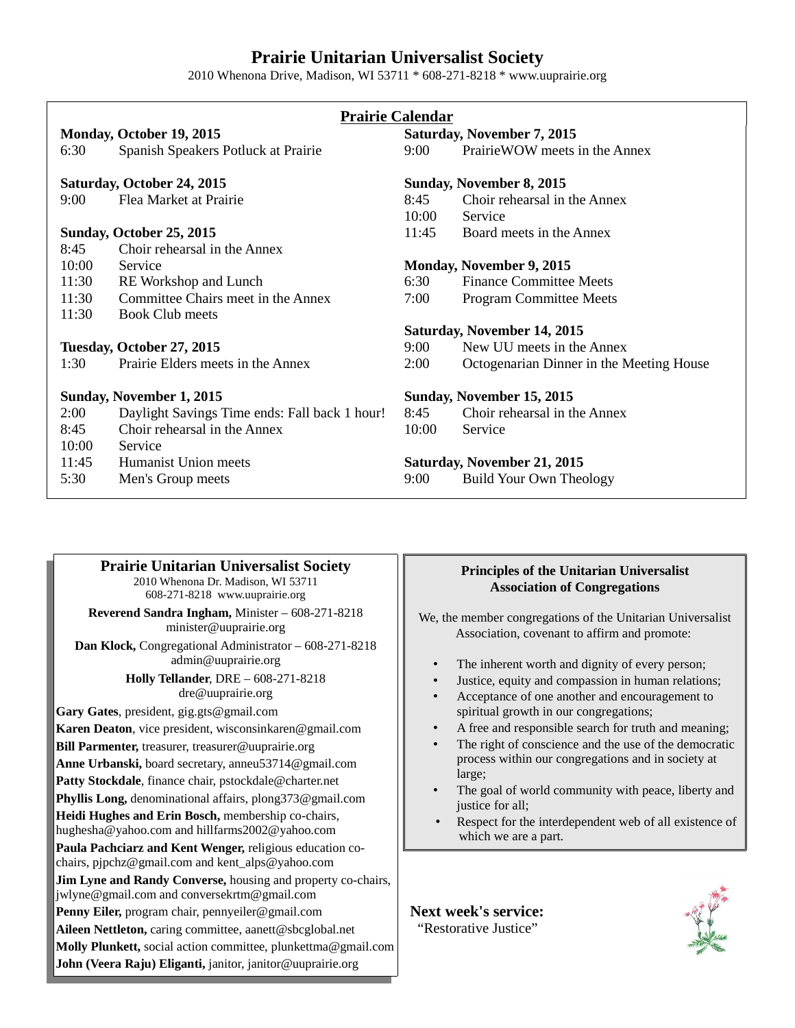# Prairie Unitarian Universalist Society

2010 Whenona Drive, Madison, WI 53711 * 608-271-8218 * www.uuprairie.org

## Prairie Calendar

**Monday, October 19, 2015**
6:30 Spanish Speakers Potluck at Prairie

**Saturday, October 24, 2015**
9:00 Flea Market at Prairie

**Sunday, October 25, 2015**
8:45 Choir rehearsal in the Annex
10:00 Service
11:30 RE Workshop and Lunch
11:30 Committee Chairs meet in the Annex
11:30 Book Club meets

**Tuesday, October 27, 2015**
1:30 Prairie Elders meets in the Annex

**Sunday, November 1, 2015**
2:00 Daylight Savings Time ends: Fall back 1 hour!
8:45 Choir rehearsal in the Annex
10:00 Service
11:45 Humanist Union meets
5:30 Men's Group meets

**Saturday, November 7, 2015**
9:00 PrairieWOW meets in the Annex

**Sunday, November 8, 2015**
8:45 Choir rehearsal in the Annex
10:00 Service
11:45 Board meets in the Annex

**Monday, November 9, 2015**
6:30 Finance Committee Meets
7:00 Program Committee Meets

**Saturday, November 14, 2015**
9:00 New UU meets in the Annex
2:00 Octogenarian Dinner in the Meeting House

**Sunday, November 15, 2015**
8:45 Choir rehearsal in the Annex
10:00 Service

**Saturday, November 21, 2015**
9:00 Build Your Own Theology

---

**Prairie Unitarian Universalist Society**
2010 Whenona Dr. Madison, WI 53711
608-271-8218 www.uuprairie.org

**Reverend Sandra Ingham,** Minister – 608-271-8218
minister@uuprairie.org

**Dan Klock,** Congregational Administrator – 608-271-8218
admin@uuprairie.org

**Holly Tellander**, DRE – 608-271-8218
dre@uuprairie.org

**Gary Gates**, president, gig.gts@gmail.com
**Karen Deaton**, vice president, wisconsinkaren@gmail.com
**Bill Parmenter,** treasurer, treasurer@uuprairie.org
**Anne Urbanski,** board secretary, anneu53714@gmail.com
**Patty Stockdale**, finance chair, pstockdale@charter.net
**Phyllis Long,** denominational affairs, plong373@gmail.com
**Heidi Hughes and Erin Bosch,** membership co-chairs, hughesha@yahoo.com and hillfarms2002@yahoo.com
**Paula Pachciarz and Kent Wenger,** religious education co-chairs, pjpchz@gmail.com and kent_alps@yahoo.com
**Jim Lyne and Randy Converse,** housing and property co-chairs, jwlyne@gmail.com and conversekrtm@gmail.com
**Penny Eiler,** program chair, pennyeiler@gmail.com
**Aileen Nettleton,** caring committee, aanett@sbcglobal.net
**Molly Plunkett,** social action committee, plunkettma@gmail.com
**John (Veera Raju) Eliganti,** janitor, janitor@uuprairie.org

---

**Principles of the Unitarian Universalist Association of Congregations**

We, the member congregations of the Unitarian Universalist Association, covenant to affirm and promote:

- The inherent worth and dignity of every person;
- Justice, equity and compassion in human relations;
- Acceptance of one another and encouragement to spiritual growth in our congregations;
- A free and responsible search for truth and meaning;
- The right of conscience and the use of the democratic process within our congregations and in society at large;
- The goal of world community with peace, liberty and justice for all;
- Respect for the interdependent web of all existence of which we are a part.

**Next week's service:**
"Restorative Justice"